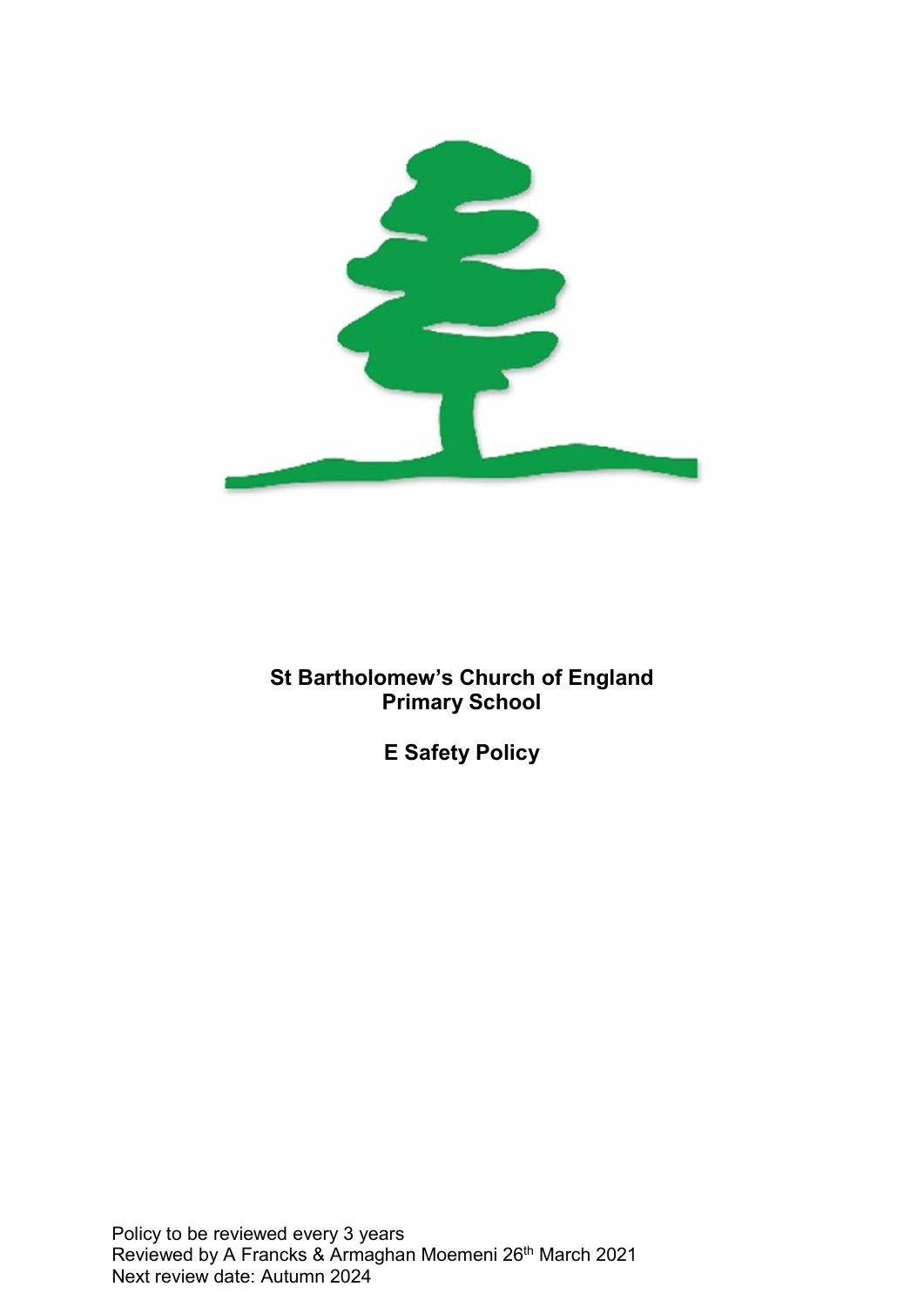# St Bartholomew's Church of England Primary School

# E Safety Policy

Policy to be reviewed every 3 years
Reviewed by A Francks & Armaghan Moemeni 26th March 2021
Next review date: Autumn 2024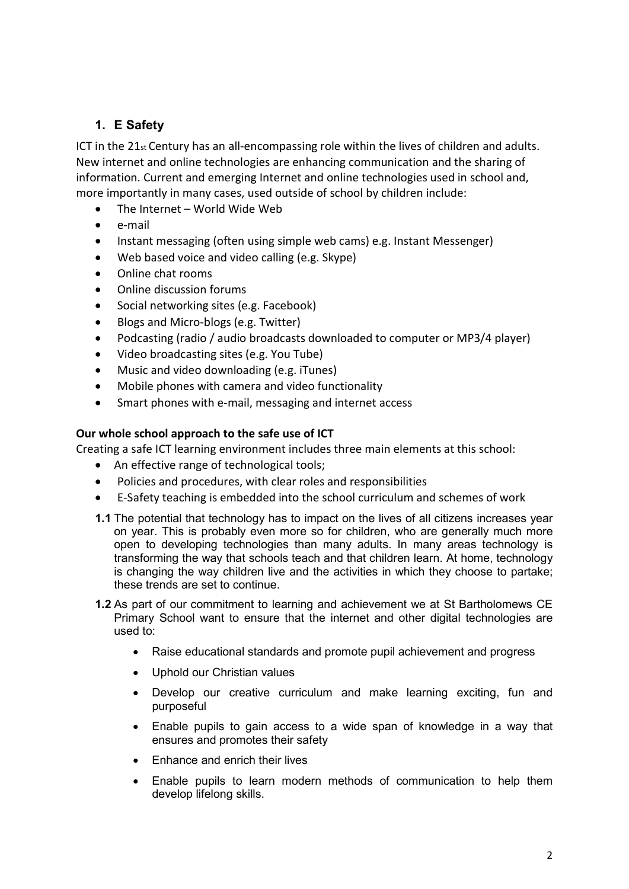## 1. E Safety

ICT in the 21st Century has an all-encompassing role within the lives of children and adults. New internet and online technologies are enhancing communication and the sharing of information. Current and emerging Internet and online technologies used in school and, more importantly in many cases, used outside of school by children include:

- The Internet – World Wide Web
- e-mail
- Instant messaging (often using simple web cams) e.g. Instant Messenger)
- Web based voice and video calling (e.g. Skype)
- Online chat rooms
- Online discussion forums
- Social networking sites (e.g. Facebook)
- Blogs and Micro-blogs (e.g. Twitter)
- Podcasting (radio / audio broadcasts downloaded to computer or MP3/4 player)
- Video broadcasting sites (e.g. You Tube)
- Music and video downloading (e.g. iTunes)
- Mobile phones with camera and video functionality
- Smart phones with e-mail, messaging and internet access

**Our whole school approach to the safe use of ICT**

Creating a safe ICT learning environment includes three main elements at this school:

- An effective range of technological tools;
- Policies and procedures, with clear roles and responsibilities
- E-Safety teaching is embedded into the school curriculum and schemes of work

**1.1** The potential that technology has to impact on the lives of all citizens increases year on year. This is probably even more so for children, who are generally much more open to developing technologies than many adults. In many areas technology is transforming the way that schools teach and that children learn. At home, technology is changing the way children live and the activities in which they choose to partake; these trends are set to continue.

**1.2** As part of our commitment to learning and achievement we at St Bartholomews CE Primary School want to ensure that the internet and other digital technologies are used to:

- Raise educational standards and promote pupil achievement and progress
- Uphold our Christian values
- Develop our creative curriculum and make learning exciting, fun and purposeful
- Enable pupils to gain access to a wide span of knowledge in a way that ensures and promotes their safety
- Enhance and enrich their lives
- Enable pupils to learn modern methods of communication to help them develop lifelong skills.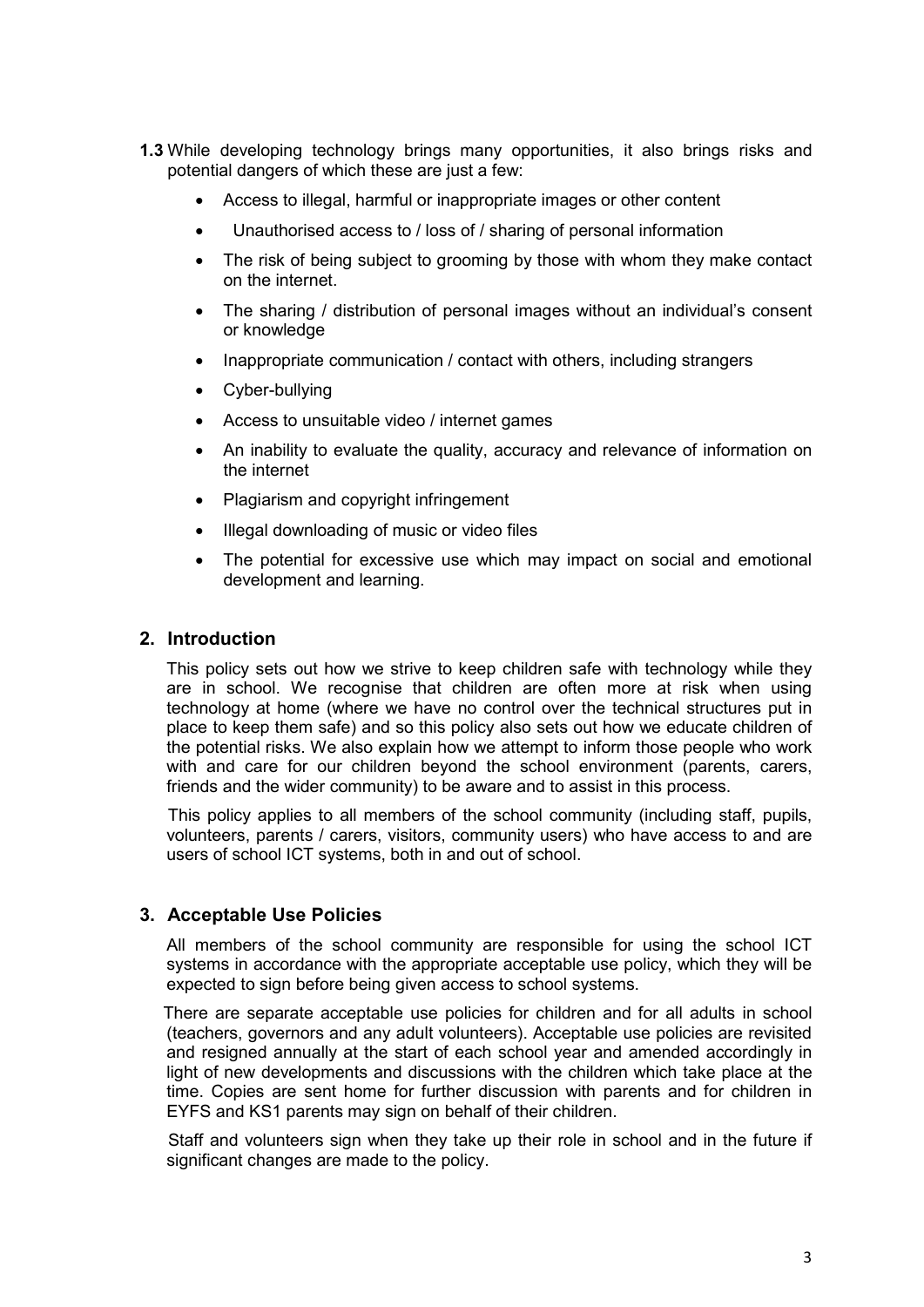**1.3** While developing technology brings many opportunities, it also brings risks and potential dangers of which these are just a few:

- Access to illegal, harmful or inappropriate images or other content
- Unauthorised access to / loss of / sharing of personal information
- The risk of being subject to grooming by those with whom they make contact on the internet.
- The sharing / distribution of personal images without an individual's consent or knowledge
- Inappropriate communication / contact with others, including strangers
- Cyber-bullying
- Access to unsuitable video / internet games
- An inability to evaluate the quality, accuracy and relevance of information on the internet
- Plagiarism and copyright infringement
- Illegal downloading of music or video files
- The potential for excessive use which may impact on social and emotional development and learning.

## 2. Introduction

This policy sets out how we strive to keep children safe with technology while they are in school. We recognise that children are often more at risk when using technology at home (where we have no control over the technical structures put in place to keep them safe) and so this policy also sets out how we educate children of the potential risks. We also explain how we attempt to inform those people who work with and care for our children beyond the school environment (parents, carers, friends and the wider community) to be aware and to assist in this process.

This policy applies to all members of the school community (including staff, pupils, volunteers, parents / carers, visitors, community users) who have access to and are users of school ICT systems, both in and out of school.

## 3. Acceptable Use Policies

All members of the school community are responsible for using the school ICT systems in accordance with the appropriate acceptable use policy, which they will be expected to sign before being given access to school systems.

There are separate acceptable use policies for children and for all adults in school (teachers, governors and any adult volunteers). Acceptable use policies are revisited and resigned annually at the start of each school year and amended accordingly in light of new developments and discussions with the children which take place at the time. Copies are sent home for further discussion with parents and for children in EYFS and KS1 parents may sign on behalf of their children.

Staff and volunteers sign when they take up their role in school and in the future if significant changes are made to the policy.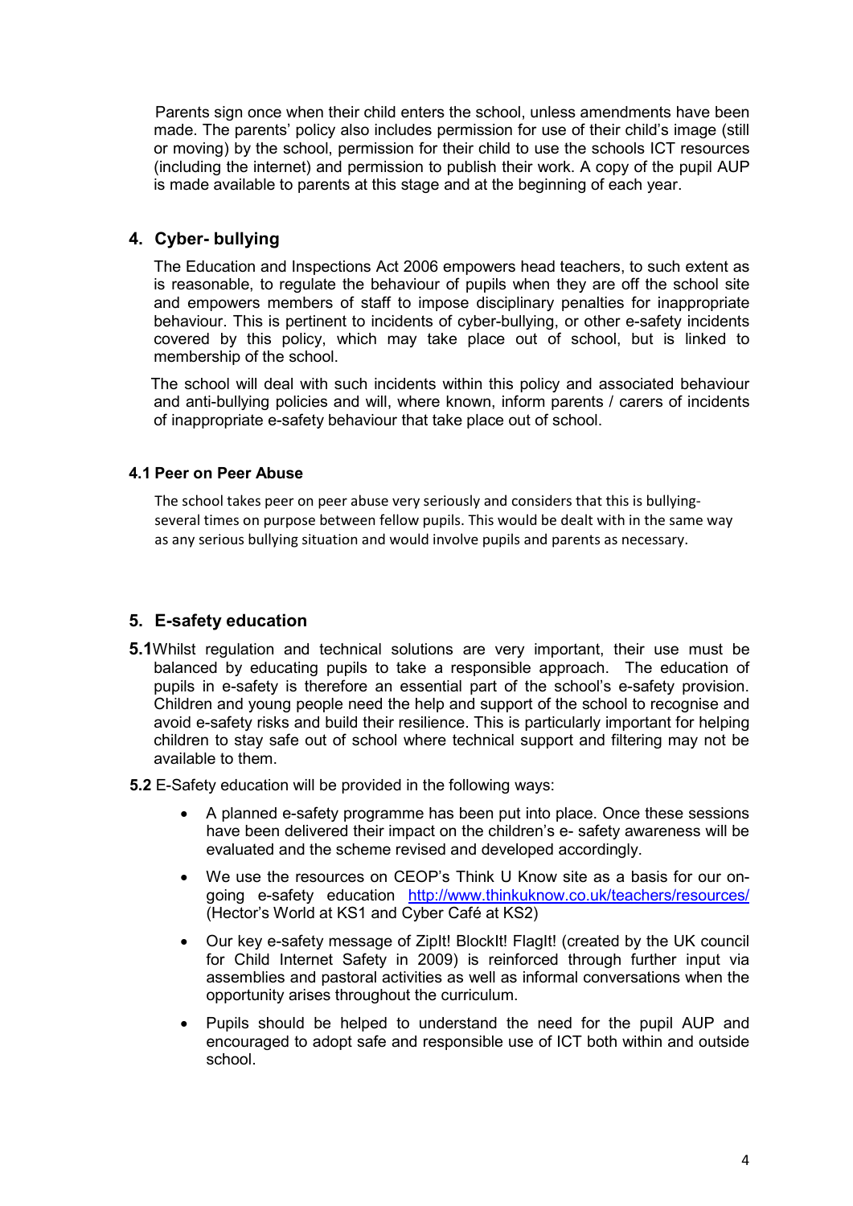Parents sign once when their child enters the school, unless amendments have been made. The parents' policy also includes permission for use of their child's image (still or moving) by the school, permission for their child to use the schools ICT resources (including the internet) and permission to publish their work. A copy of the pupil AUP is made available to parents at this stage and at the beginning of each year.

## 4. Cyber- bullying

The Education and Inspections Act 2006 empowers head teachers, to such extent as is reasonable, to regulate the behaviour of pupils when they are off the school site and empowers members of staff to impose disciplinary penalties for inappropriate behaviour. This is pertinent to incidents of cyber-bullying, or other e-safety incidents covered by this policy, which may take place out of school, but is linked to membership of the school.

The school will deal with such incidents within this policy and associated behaviour and anti-bullying policies and will, where known, inform parents / carers of incidents of inappropriate e-safety behaviour that take place out of school.

### 4.1 Peer on Peer Abuse

The school takes peer on peer abuse very seriously and considers that this is bullying- several times on purpose between fellow pupils. This would be dealt with in the same way as any serious bullying situation and would involve pupils and parents as necessary.

## 5. E-safety education

**5.1** Whilst regulation and technical solutions are very important, their use must be balanced by educating pupils to take a responsible approach. The education of pupils in e-safety is therefore an essential part of the school's e-safety provision. Children and young people need the help and support of the school to recognise and avoid e-safety risks and build their resilience. This is particularly important for helping children to stay safe out of school where technical support and filtering may not be available to them.

**5.2** E-Safety education will be provided in the following ways:

- A planned e-safety programme has been put into place. Once these sessions have been delivered their impact on the children's e- safety awareness will be evaluated and the scheme revised and developed accordingly.
- We use the resources on CEOP's Think U Know site as a basis for our on-going e-safety education http://www.thinkuknow.co.uk/teachers/resources/ (Hector's World at KS1 and Cyber Café at KS2)
- Our key e-safety message of ZipIt! BlockIt! FlagIt! (created by the UK council for Child Internet Safety in 2009) is reinforced through further input via assemblies and pastoral activities as well as informal conversations when the opportunity arises throughout the curriculum.
- Pupils should be helped to understand the need for the pupil AUP and encouraged to adopt safe and responsible use of ICT both within and outside school.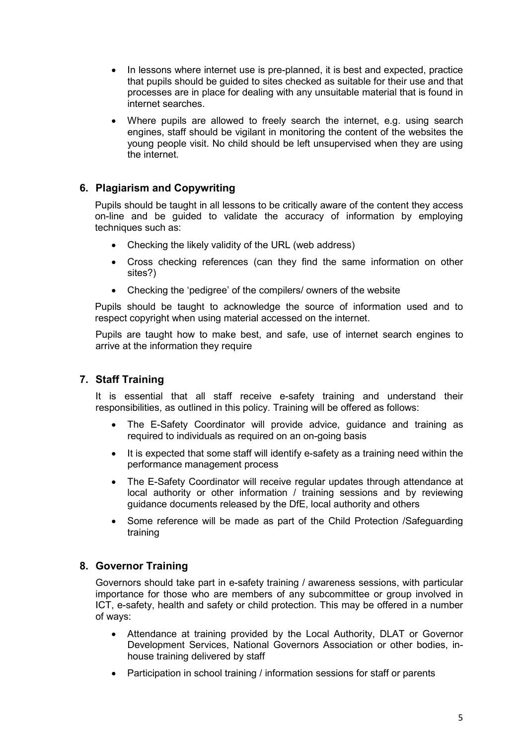- In lessons where internet use is pre-planned, it is best and expected, practice that pupils should be guided to sites checked as suitable for their use and that processes are in place for dealing with any unsuitable material that is found in internet searches.
- Where pupils are allowed to freely search the internet, e.g. using search engines, staff should be vigilant in monitoring the content of the websites the young people visit. No child should be left unsupervised when they are using the internet.

## 6. Plagiarism and Copywriting

Pupils should be taught in all lessons to be critically aware of the content they access on-line and be guided to validate the accuracy of information by employing techniques such as:

- Checking the likely validity of the URL (web address)
- Cross checking references (can they find the same information on other sites?)
- Checking the 'pedigree' of the compilers/ owners of the website

Pupils should be taught to acknowledge the source of information used and to respect copyright when using material accessed on the internet.

Pupils are taught how to make best, and safe, use of internet search engines to arrive at the information they require

## 7. Staff Training

It is essential that all staff receive e-safety training and understand their responsibilities, as outlined in this policy. Training will be offered as follows:

- The E-Safety Coordinator will provide advice, guidance and training as required to individuals as required on an on-going basis
- It is expected that some staff will identify e-safety as a training need within the performance management process
- The E-Safety Coordinator will receive regular updates through attendance at local authority or other information / training sessions and by reviewing guidance documents released by the DfE, local authority and others
- Some reference will be made as part of the Child Protection /Safeguarding training

## 8. Governor Training

Governors should take part in e-safety training / awareness sessions, with particular importance for those who are members of any subcommittee or group involved in ICT, e-safety, health and safety or child protection. This may be offered in a number of ways:

- Attendance at training provided by the Local Authority, DLAT or Governor Development Services, National Governors Association or other bodies, in-house training delivered by staff
- Participation in school training / information sessions for staff or parents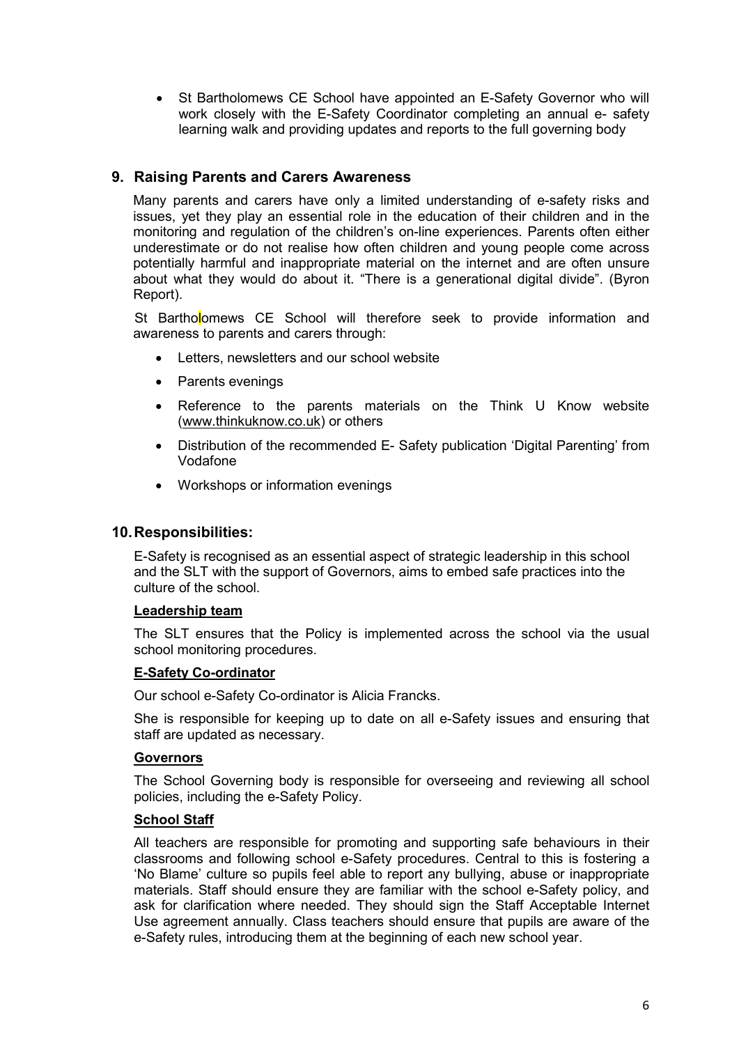- St Bartholomews CE School have appointed an E-Safety Governor who will work closely with the E-Safety Coordinator completing an annual e- safety learning walk and providing updates and reports to the full governing body

## 9. Raising Parents and Carers Awareness

Many parents and carers have only a limited understanding of e-safety risks and issues, yet they play an essential role in the education of their children and in the monitoring and regulation of the children's on-line experiences. Parents often either underestimate or do not realise how often children and young people come across potentially harmful and inappropriate material on the internet and are often unsure about what they would do about it. "There is a generational digital divide". (Byron Report).

St Bartholomews CE School will therefore seek to provide information and awareness to parents and carers through:

- Letters, newsletters and our school website
- Parents evenings
- Reference to the parents materials on the Think U Know website (www.thinkuknow.co.uk) or others
- Distribution of the recommended E- Safety publication 'Digital Parenting' from Vodafone
- Workshops or information evenings

## 10. Responsibilities:

E-Safety is recognised as an essential aspect of strategic leadership in this school and the SLT with the support of Governors, aims to embed safe practices into the culture of the school.

**Leadership team**

The SLT ensures that the Policy is implemented across the school via the usual school monitoring procedures.

**E-Safety Co-ordinator**

Our school e-Safety Co-ordinator is Alicia Francks.

She is responsible for keeping up to date on all e-Safety issues and ensuring that staff are updated as necessary.

**Governors**

The School Governing body is responsible for overseeing and reviewing all school policies, including the e-Safety Policy.

**School Staff**

All teachers are responsible for promoting and supporting safe behaviours in their classrooms and following school e-Safety procedures. Central to this is fostering a 'No Blame' culture so pupils feel able to report any bullying, abuse or inappropriate materials. Staff should ensure they are familiar with the school e-Safety policy, and ask for clarification where needed. They should sign the Staff Acceptable Internet Use agreement annually. Class teachers should ensure that pupils are aware of the e-Safety rules, introducing them at the beginning of each new school year.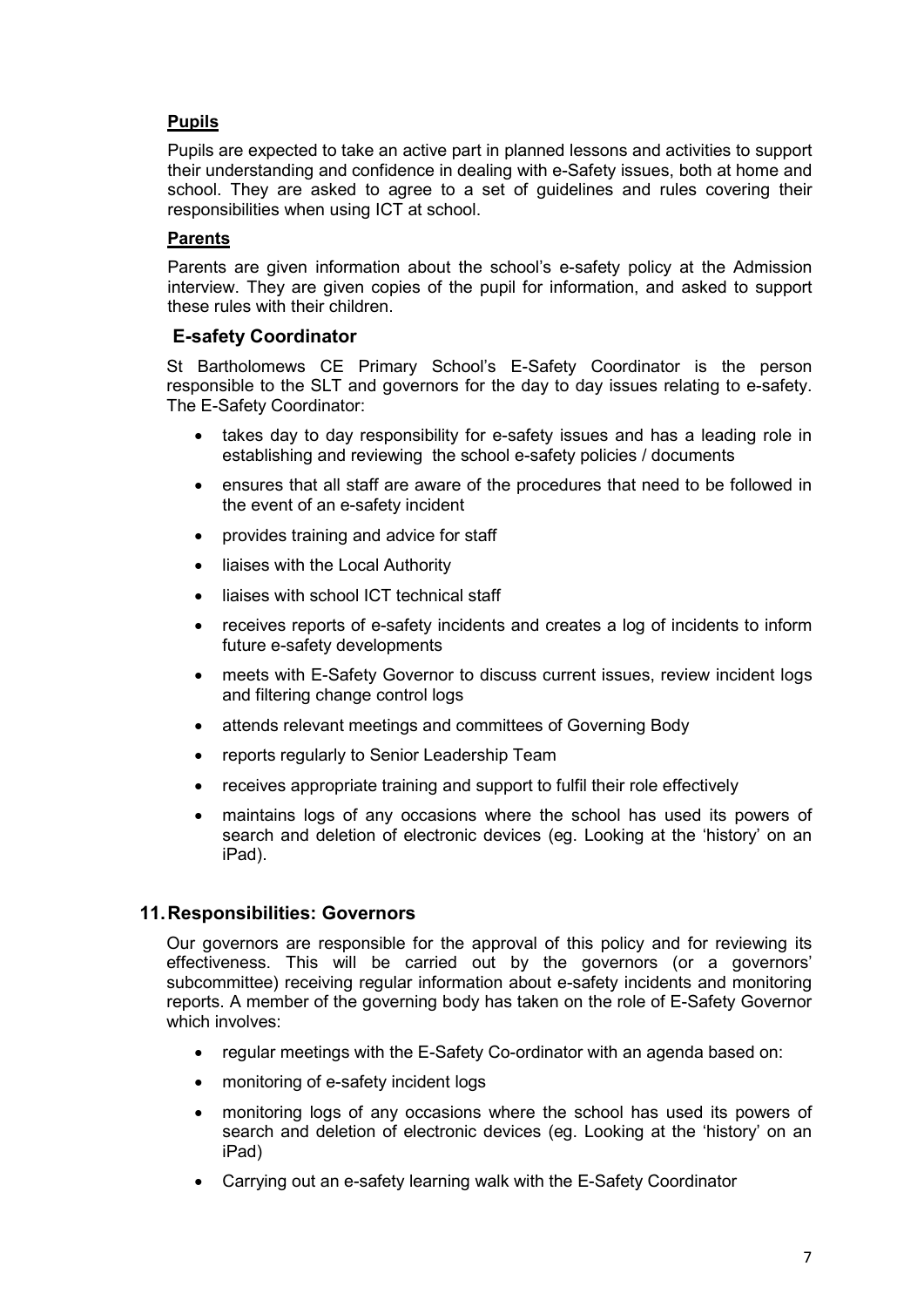**Pupils**

Pupils are expected to take an active part in planned lessons and activities to support their understanding and confidence in dealing with e-Safety issues, both at home and school. They are asked to agree to a set of guidelines and rules covering their responsibilities when using ICT at school.

**Parents**

Parents are given information about the school's e-safety policy at the Admission interview. They are given copies of the pupil for information, and asked to support these rules with their children.

### E-safety Coordinator

St Bartholomews CE Primary School's E-Safety Coordinator is the person responsible to the SLT and governors for the day to day issues relating to e-safety. The E-Safety Coordinator:

- takes day to day responsibility for e-safety issues and has a leading role in establishing and reviewing the school e-safety policies / documents
- ensures that all staff are aware of the procedures that need to be followed in the event of an e-safety incident
- provides training and advice for staff
- liaises with the Local Authority
- liaises with school ICT technical staff
- receives reports of e-safety incidents and creates a log of incidents to inform future e-safety developments
- meets with E-Safety Governor to discuss current issues, review incident logs and filtering change control logs
- attends relevant meetings and committees of Governing Body
- reports regularly to Senior Leadership Team
- receives appropriate training and support to fulfil their role effectively
- maintains logs of any occasions where the school has used its powers of search and deletion of electronic devices (eg. Looking at the 'history' on an iPad).

## 11. Responsibilities: Governors

Our governors are responsible for the approval of this policy and for reviewing its effectiveness. This will be carried out by the governors (or a governors' subcommittee) receiving regular information about e-safety incidents and monitoring reports. A member of the governing body has taken on the role of E-Safety Governor which involves:

- regular meetings with the E-Safety Co-ordinator with an agenda based on:
- monitoring of e-safety incident logs
- monitoring logs of any occasions where the school has used its powers of search and deletion of electronic devices (eg. Looking at the 'history' on an iPad)
- Carrying out an e-safety learning walk with the E-Safety Coordinator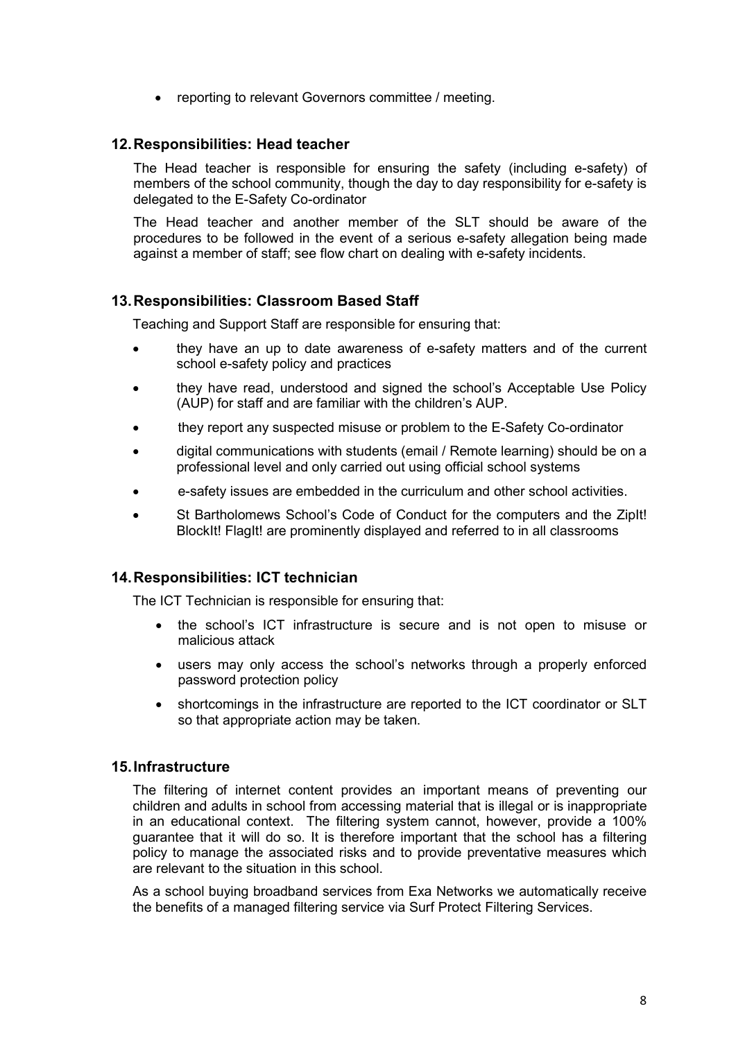- reporting to relevant Governors committee / meeting.

## 12. Responsibilities: Head teacher

The Head teacher is responsible for ensuring the safety (including e-safety) of members of the school community, though the day to day responsibility for e-safety is delegated to the E-Safety Co-ordinator

The Head teacher and another member of the SLT should be aware of the procedures to be followed in the event of a serious e-safety allegation being made against a member of staff; see flow chart on dealing with e-safety incidents.

## 13. Responsibilities: Classroom Based Staff

Teaching and Support Staff are responsible for ensuring that:

- they have an up to date awareness of e-safety matters and of the current school e-safety policy and practices
- they have read, understood and signed the school's Acceptable Use Policy (AUP) for staff and are familiar with the children's AUP.
- they report any suspected misuse or problem to the E-Safety Co-ordinator
- digital communications with students (email / Remote learning) should be on a professional level and only carried out using official school systems
- e-safety issues are embedded in the curriculum and other school activities.
- St Bartholomews School's Code of Conduct for the computers and the ZipIt! BlockIt! FlagIt! are prominently displayed and referred to in all classrooms

## 14. Responsibilities: ICT technician

The ICT Technician is responsible for ensuring that:

- the school's ICT infrastructure is secure and is not open to misuse or malicious attack
- users may only access the school's networks through a properly enforced password protection policy
- shortcomings in the infrastructure are reported to the ICT coordinator or SLT so that appropriate action may be taken.

## 15. Infrastructure

The filtering of internet content provides an important means of preventing our children and adults in school from accessing material that is illegal or is inappropriate in an educational context. The filtering system cannot, however, provide a 100% guarantee that it will do so. It is therefore important that the school has a filtering policy to manage the associated risks and to provide preventative measures which are relevant to the situation in this school.

As a school buying broadband services from Exa Networks we automatically receive the benefits of a managed filtering service via Surf Protect Filtering Services.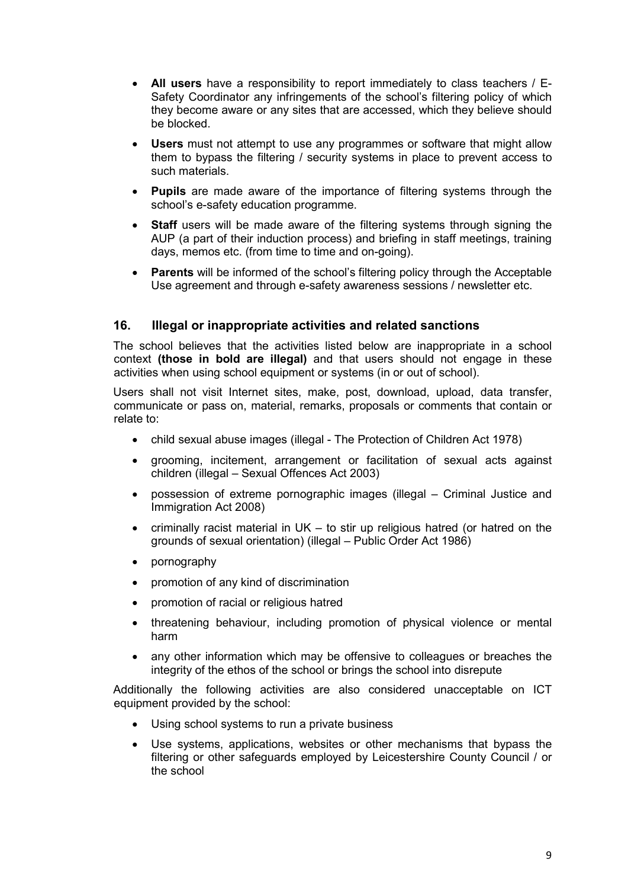- **All users** have a responsibility to report immediately to class teachers / E-Safety Coordinator any infringements of the school's filtering policy of which they become aware or any sites that are accessed, which they believe should be blocked.
- **Users** must not attempt to use any programmes or software that might allow them to bypass the filtering / security systems in place to prevent access to such materials.
- **Pupils** are made aware of the importance of filtering systems through the school's e-safety education programme.
- **Staff** users will be made aware of the filtering systems through signing the AUP (a part of their induction process) and briefing in staff meetings, training days, memos etc. (from time to time and on-going).
- **Parents** will be informed of the school's filtering policy through the Acceptable Use agreement and through e-safety awareness sessions / newsletter etc.

## 16. Illegal or inappropriate activities and related sanctions

The school believes that the activities listed below are inappropriate in a school context **(those in bold are illegal)** and that users should not engage in these activities when using school equipment or systems (in or out of school).

Users shall not visit Internet sites, make, post, download, upload, data transfer, communicate or pass on, material, remarks, proposals or comments that contain or relate to:

- child sexual abuse images (illegal - The Protection of Children Act 1978)
- grooming, incitement, arrangement or facilitation of sexual acts against children (illegal – Sexual Offences Act 2003)
- possession of extreme pornographic images (illegal – Criminal Justice and Immigration Act 2008)
- criminally racist material in UK – to stir up religious hatred (or hatred on the grounds of sexual orientation) (illegal – Public Order Act 1986)
- pornography
- promotion of any kind of discrimination
- promotion of racial or religious hatred
- threatening behaviour, including promotion of physical violence or mental harm
- any other information which may be offensive to colleagues or breaches the integrity of the ethos of the school or brings the school into disrepute

Additionally the following activities are also considered unacceptable on ICT equipment provided by the school:

- Using school systems to run a private business
- Use systems, applications, websites or other mechanisms that bypass the filtering or other safeguards employed by Leicestershire County Council / or the school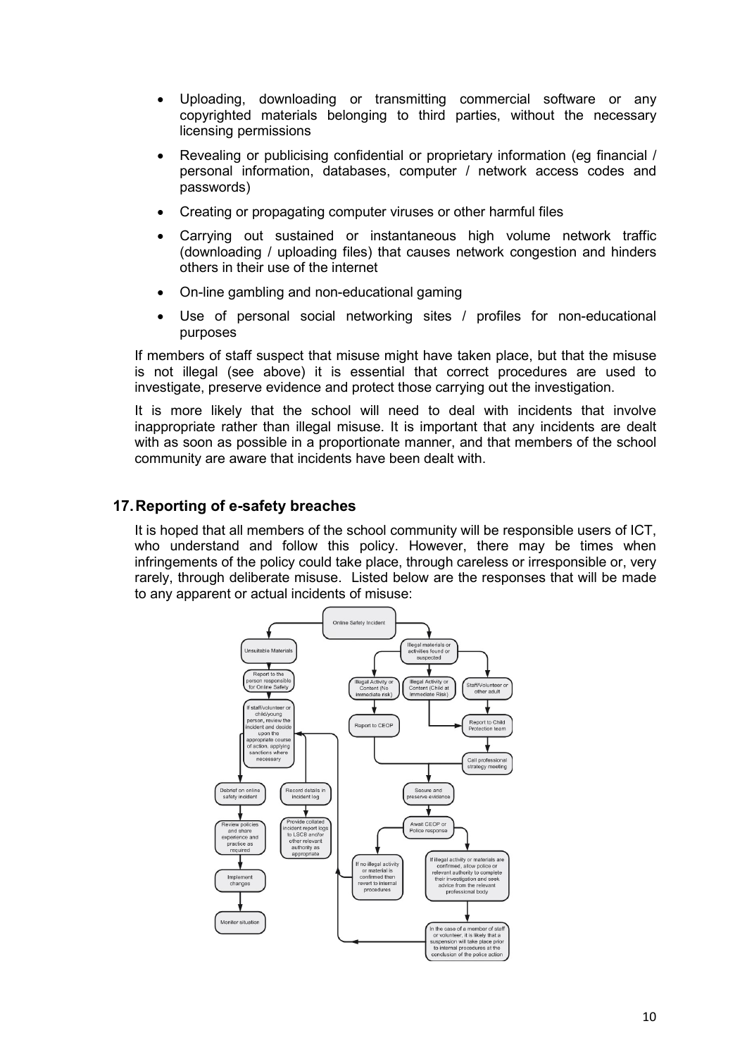- Uploading, downloading or transmitting commercial software or any copyrighted materials belonging to third parties, without the necessary licensing permissions
- Revealing or publicising confidential or proprietary information (eg financial / personal information, databases, computer / network access codes and passwords)
- Creating or propagating computer viruses or other harmful files
- Carrying out sustained or instantaneous high volume network traffic (downloading / uploading files) that causes network congestion and hinders others in their use of the internet
- On-line gambling and non-educational gaming
- Use of personal social networking sites / profiles for non-educational purposes

If members of staff suspect that misuse might have taken place, but that the misuse is not illegal (see above) it is essential that correct procedures are used to investigate, preserve evidence and protect those carrying out the investigation.

It is more likely that the school will need to deal with incidents that involve inappropriate rather than illegal misuse. It is important that any incidents are dealt with as soon as possible in a proportionate manner, and that members of the school community are aware that incidents have been dealt with.

## 17. Reporting of e-safety breaches

It is hoped that all members of the school community will be responsible users of ICT, who understand and follow this policy. However, there may be times when infringements of the policy could take place, through careless or irresponsible or, very rarely, through deliberate misuse. Listed below are the responses that will be made to any apparent or actual incidents of misuse:

Online Safety Incident

- Unsuitable Materials
  - Report to the person responsible for Online Safety
  - If staff/volunteer or child/young person, review the incident and decide upon the appropriate course of action, applying sanctions where necessary
  - Debrief on online safety incident → Review policies and share experience and practice as required → Implement changes → Monitor situation
  - Record details in incident log → Provide collated incident report logs to LSCB and/or other relevant authority as appropriate
- Illegal materials or activities found or suspected
  - Illegal Activity or Content (No immediate risk) → Report to CEOP
  - Illegal Activity or Content (Child at Immediate Risk) → Report to Child Protection team
  - Staff/Volunteer or other adult → Report to Child Protection team → Call professional strategy meeting
  - Secure and preserve evidence
  - Await CEOP or Police response
    - If no illegal activity or material is confirmed then revert to internal procedures
    - If illegal activity or materials are confirmed, allow police or relevant authority to complete their investigation and seek advice from the relevant professional body
    - In the case of a member of staff or volunteer, it is likely that a suspension will take place prior to internal procedures at the conclusion of the police action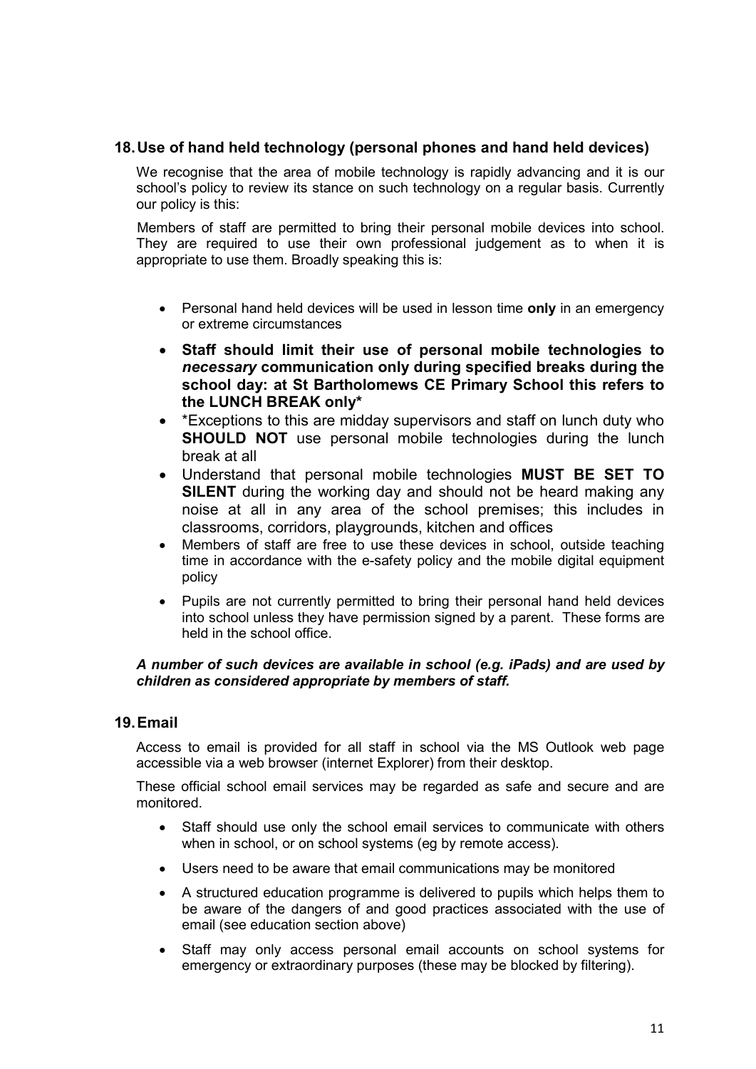## 18. Use of hand held technology (personal phones and hand held devices)

We recognise that the area of mobile technology is rapidly advancing and it is our school's policy to review its stance on such technology on a regular basis. Currently our policy is this:

Members of staff are permitted to bring their personal mobile devices into school. They are required to use their own professional judgement as to when it is appropriate to use them. Broadly speaking this is:

- Personal hand held devices will be used in lesson time **only** in an emergency or extreme circumstances
- **Staff should limit their use of personal mobile technologies to *necessary* communication only during specified breaks during the school day: at St Bartholomews CE Primary School this refers to the LUNCH BREAK only***
- *Exceptions to this are midday supervisors and staff on lunch duty who **SHOULD NOT** use personal mobile technologies during the lunch break at all
- Understand that personal mobile technologies **MUST BE SET TO SILENT** during the working day and should not be heard making any noise at all in any area of the school premises; this includes in classrooms, corridors, playgrounds, kitchen and offices
- Members of staff are free to use these devices in school, outside teaching time in accordance with the e-safety policy and the mobile digital equipment policy
- Pupils are not currently permitted to bring their personal hand held devices into school unless they have permission signed by a parent. These forms are held in the school office.

***A number of such devices are available in school (e.g. iPads) and are used by children as considered appropriate by members of staff.***

## 19. Email

Access to email is provided for all staff in school via the MS Outlook web page accessible via a web browser (internet Explorer) from their desktop.

These official school email services may be regarded as safe and secure and are monitored.

- Staff should use only the school email services to communicate with others when in school, or on school systems (eg by remote access).
- Users need to be aware that email communications may be monitored
- A structured education programme is delivered to pupils which helps them to be aware of the dangers of and good practices associated with the use of email (see education section above)
- Staff may only access personal email accounts on school systems for emergency or extraordinary purposes (these may be blocked by filtering).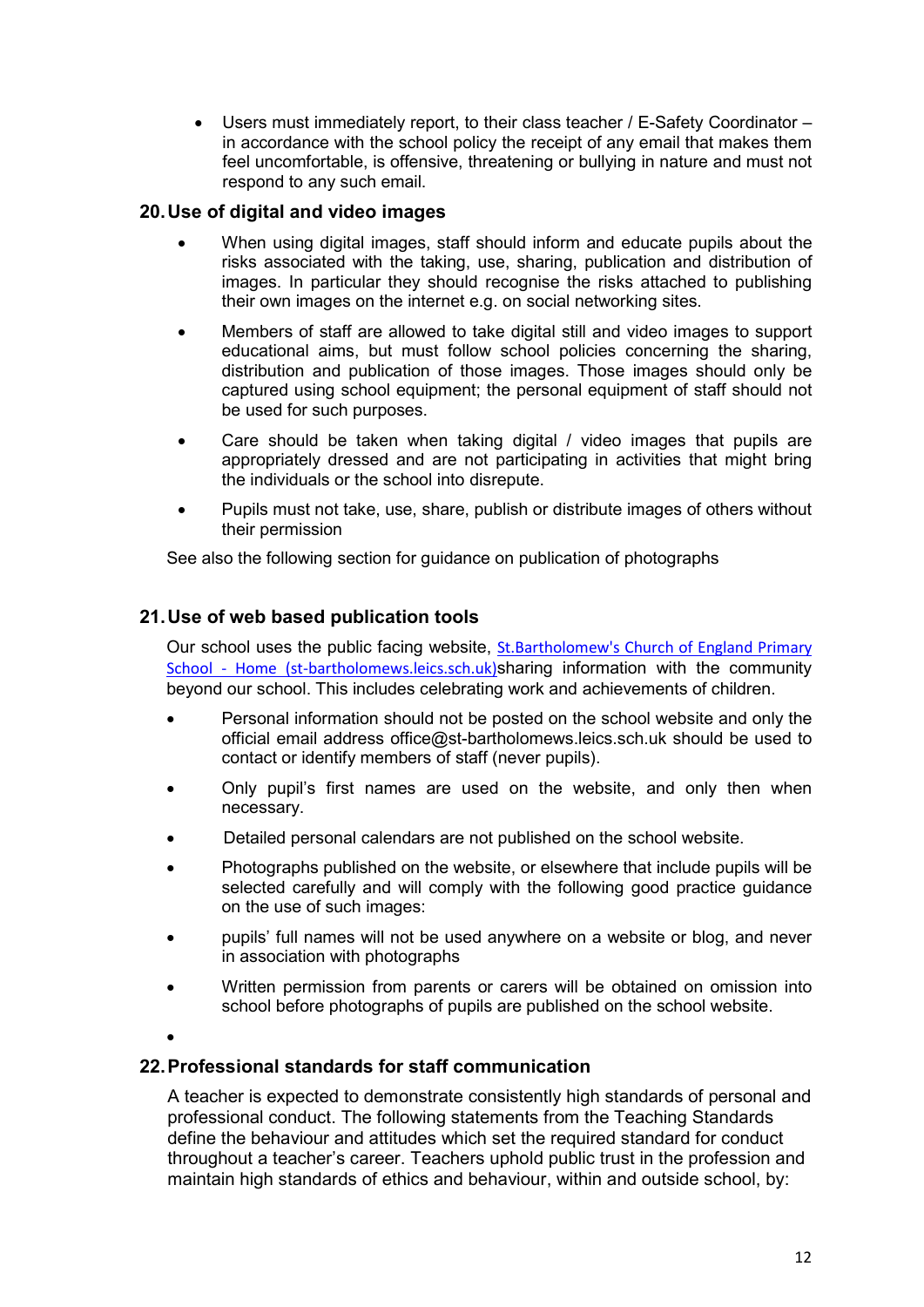- Users must immediately report, to their class teacher / E-Safety Coordinator – in accordance with the school policy the receipt of any email that makes them feel uncomfortable, is offensive, threatening or bullying in nature and must not respond to any such email.

## 20. Use of digital and video images

- When using digital images, staff should inform and educate pupils about the risks associated with the taking, use, sharing, publication and distribution of images. In particular they should recognise the risks attached to publishing their own images on the internet e.g. on social networking sites.
- Members of staff are allowed to take digital still and video images to support educational aims, but must follow school policies concerning the sharing, distribution and publication of those images. Those images should only be captured using school equipment; the personal equipment of staff should not be used for such purposes.
- Care should be taken when taking digital / video images that pupils are appropriately dressed and are not participating in activities that might bring the individuals or the school into disrepute.
- Pupils must not take, use, share, publish or distribute images of others without their permission

See also the following section for guidance on publication of photographs

## 21. Use of web based publication tools

Our school uses the public facing website, [St.Bartholomew's Church of England Primary School - Home (st-bartholomews.leics.sch.uk)](st-bartholomews.leics.sch.uk)sharing information with the community beyond our school. This includes celebrating work and achievements of children.

- Personal information should not be posted on the school website and only the official email address office@st-bartholomews.leics.sch.uk should be used to contact or identify members of staff (never pupils).
- Only pupil's first names are used on the website, and only then when necessary.
- Detailed personal calendars are not published on the school website.
- Photographs published on the website, or elsewhere that include pupils will be selected carefully and will comply with the following good practice guidance on the use of such images:
- pupils' full names will not be used anywhere on a website or blog, and never in association with photographs
- Written permission from parents or carers will be obtained on omission into school before photographs of pupils are published on the school website.
- 

## 22. Professional standards for staff communication

A teacher is expected to demonstrate consistently high standards of personal and professional conduct. The following statements from the Teaching Standards define the behaviour and attitudes which set the required standard for conduct throughout a teacher's career. Teachers uphold public trust in the profession and maintain high standards of ethics and behaviour, within and outside school, by: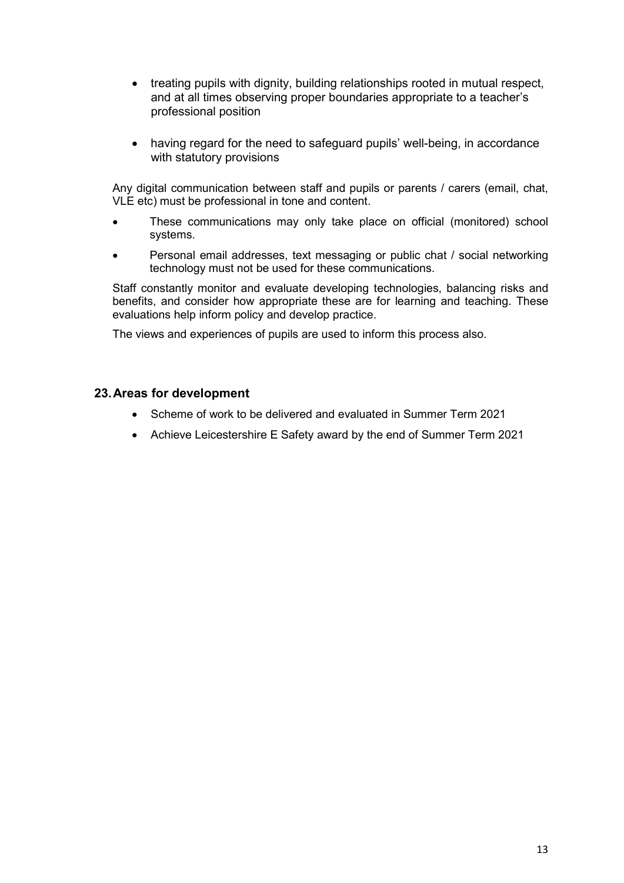- treating pupils with dignity, building relationships rooted in mutual respect, and at all times observing proper boundaries appropriate to a teacher's professional position

- having regard for the need to safeguard pupils' well-being, in accordance with statutory provisions

Any digital communication between staff and pupils or parents / carers (email, chat, VLE etc) must be professional in tone and content.

- These communications may only take place on official (monitored) school systems.
- Personal email addresses, text messaging or public chat / social networking technology must not be used for these communications.

Staff constantly monitor and evaluate developing technologies, balancing risks and benefits, and consider how appropriate these are for learning and teaching. These evaluations help inform policy and develop practice.

The views and experiences of pupils are used to inform this process also.

## 23. Areas for development

- Scheme of work to be delivered and evaluated in Summer Term 2021
- Achieve Leicestershire E Safety award by the end of Summer Term 2021